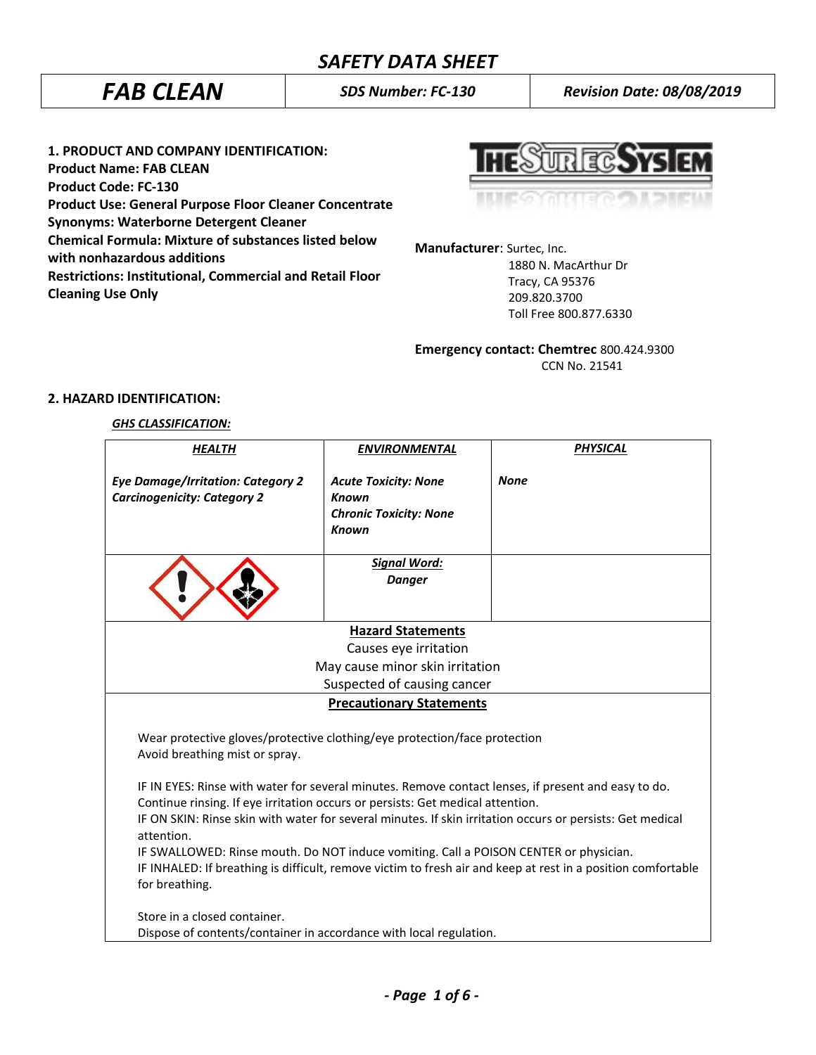# SAFETY DATA SHEET

| FAB CLEAN | SDS Number: FC-130 | Revision Date: 08/08/2019 |
|---|---|---|

**1. PRODUCT AND COMPANY IDENTIFICATION:**
**Product Name: FAB CLEAN**
**Product Code: FC-130**
**Product Use: General Purpose Floor Cleaner Concentrate**
**Synonyms: Waterborne Detergent Cleaner**
**Chemical Formula: Mixture of substances listed below with nonhazardous additions**
**Restrictions: Institutional, Commercial and Retail Floor Cleaning Use Only**

**Manufacturer**: Surtec, Inc.
1880 N. MacArthur Dr
Tracy, CA 95376
209.820.3700
Toll Free 800.877.6330

**Emergency contact: Chemtrec** 800.424.9300
CCN No. 21541

**2. HAZARD IDENTIFICATION:**

***GHS CLASSIFICATION:***

| ***HEALTH*** | ***ENVIRONMENTAL*** | ***PHYSICAL*** |
|---|---|---|
| ***Eye Damage/Irritation: Category 2***<br>***Carcinogenicity: Category 2*** | ***Acute Toxicity: None Known***<br>***Chronic Toxicity: None Known*** | ***None*** |
| | ***Signal Word:***<br>***Danger*** | |

**Hazard Statements**

Causes eye irritation
May cause minor skin irritation
Suspected of causing cancer

**Precautionary Statements**

Wear protective gloves/protective clothing/eye protection/face protection
Avoid breathing mist or spray.

IF IN EYES: Rinse with water for several minutes. Remove contact lenses, if present and easy to do. Continue rinsing. If eye irritation occurs or persists: Get medical attention.
IF ON SKIN: Rinse skin with water for several minutes. If skin irritation occurs or persists: Get medical attention.
IF SWALLOWED: Rinse mouth. Do NOT induce vomiting. Call a POISON CENTER or physician.
IF INHALED: If breathing is difficult, remove victim to fresh air and keep at rest in a position comfortable for breathing.

Store in a closed container.
Dispose of contents/container in accordance with local regulation.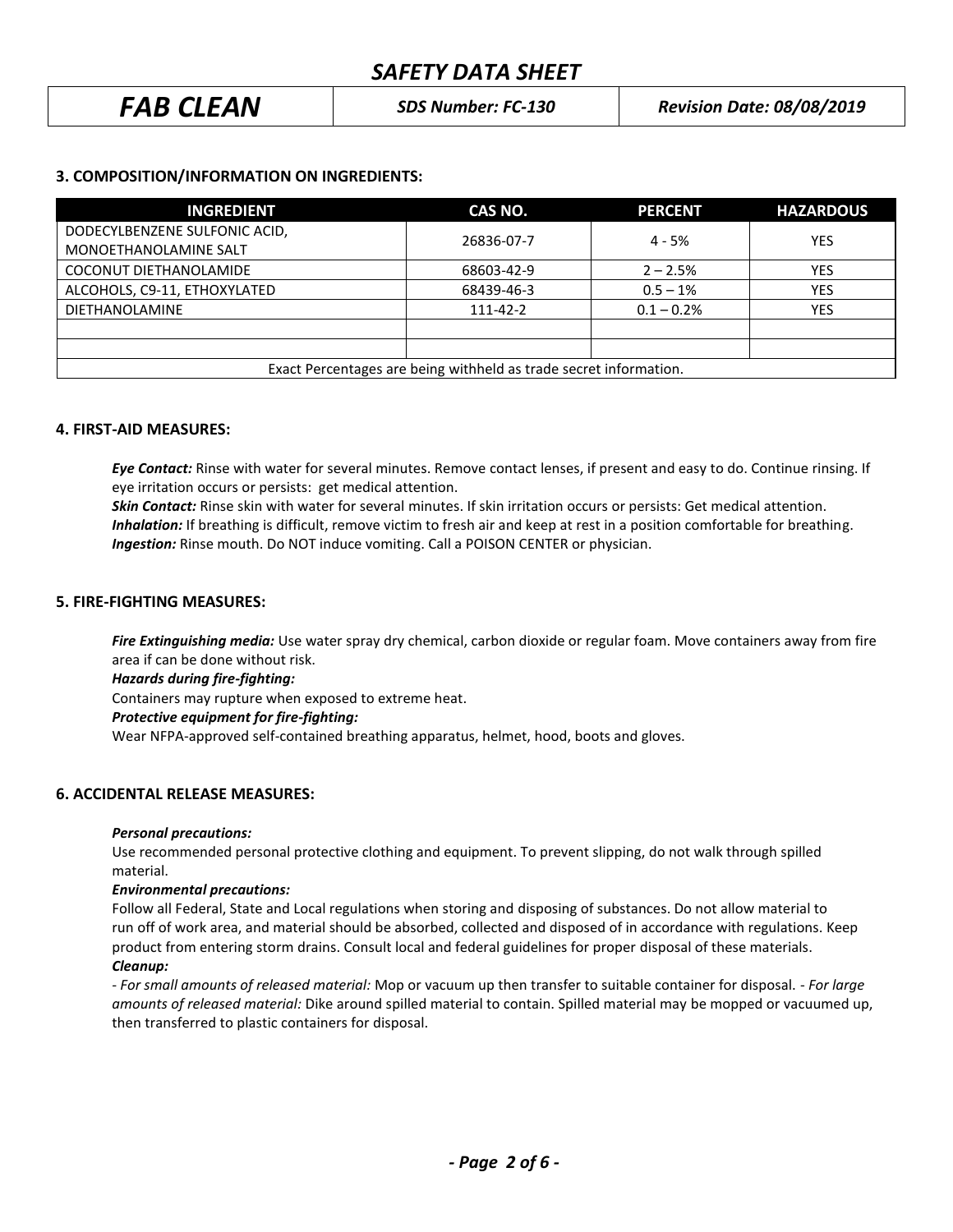## 3. COMPOSITION/INFORMATION ON INGREDIENTS:

| INGREDIENT | CAS NO. | PERCENT | HAZARDOUS |
|---|---|---|---|
| DODECYLBENZENE SULFONIC ACID, MONOETHANOLAMINE SALT | 26836-07-7 | 4 - 5% | YES |
| COCONUT DIETHANOLAMIDE | 68603-42-9 | 2 – 2.5% | YES |
| ALCOHOLS, C9-11, ETHOXYLATED | 68439-46-3 | 0.5 – 1% | YES |
| DIETHANOLAMINE | 111-42-2 | 0.1 – 0.2% | YES |
| | | | |
| | | | |
| Exact Percentages are being withheld as trade secret information. | | | |

## 4. FIRST-AID MEASURES:

***Eye Contact:*** Rinse with water for several minutes. Remove contact lenses, if present and easy to do. Continue rinsing. If eye irritation occurs or persists: get medical attention.
***Skin Contact:*** Rinse skin with water for several minutes. If skin irritation occurs or persists: Get medical attention.
***Inhalation:*** If breathing is difficult, remove victim to fresh air and keep at rest in a position comfortable for breathing.
***Ingestion:*** Rinse mouth. Do NOT induce vomiting. Call a POISON CENTER or physician.

## 5. FIRE-FIGHTING MEASURES:

***Fire Extinguishing media:*** Use water spray dry chemical, carbon dioxide or regular foam. Move containers away from fire area if can be done without risk.

***Hazards during fire-fighting:***

Containers may rupture when exposed to extreme heat.

***Protective equipment for fire-fighting:***

Wear NFPA-approved self-contained breathing apparatus, helmet, hood, boots and gloves.

## 6. ACCIDENTAL RELEASE MEASURES:

***Personal precautions:***

Use recommended personal protective clothing and equipment. To prevent slipping, do not walk through spilled material.

***Environmental precautions:***

Follow all Federal, State and Local regulations when storing and disposing of substances. Do not allow material to run off of work area, and material should be absorbed, collected and disposed of in accordance with regulations. Keep product from entering storm drains. Consult local and federal guidelines for proper disposal of these materials.

***Cleanup:***

*- For small amounts of released material:* Mop or vacuum up then transfer to suitable container for disposal. *- For large amounts of released material:* Dike around spilled material to contain. Spilled material may be mopped or vacuumed up, then transferred to plastic containers for disposal.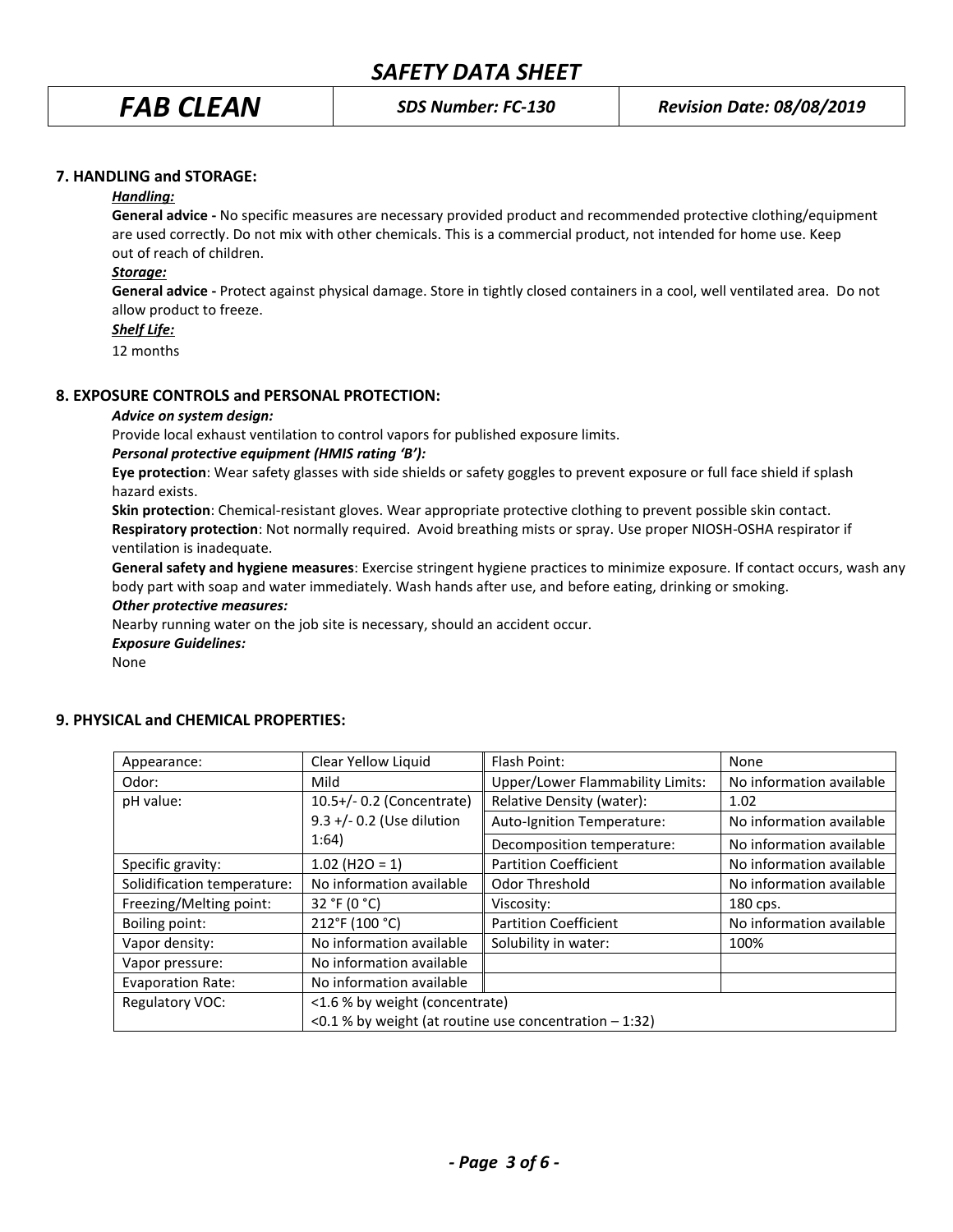## 7. HANDLING and STORAGE:

***Handling:***

**General advice -** No specific measures are necessary provided product and recommended protective clothing/equipment are used correctly. Do not mix with other chemicals. This is a commercial product, not intended for home use. Keep out of reach of children.

***Storage:***

**General advice -** Protect against physical damage. Store in tightly closed containers in a cool, well ventilated area. Do not allow product to freeze.

***Shelf Life:***

12 months

## 8. EXPOSURE CONTROLS and PERSONAL PROTECTION:

***Advice on system design:***

Provide local exhaust ventilation to control vapors for published exposure limits.

***Personal protective equipment (HMIS rating 'B'):***

**Eye protection**: Wear safety glasses with side shields or safety goggles to prevent exposure or full face shield if splash hazard exists.

**Skin protection**: Chemical-resistant gloves. Wear appropriate protective clothing to prevent possible skin contact.

**Respiratory protection**: Not normally required. Avoid breathing mists or spray. Use proper NIOSH-OSHA respirator if ventilation is inadequate.

**General safety and hygiene measures**: Exercise stringent hygiene practices to minimize exposure. If contact occurs, wash any body part with soap and water immediately. Wash hands after use, and before eating, drinking or smoking.

***Other protective measures:***

Nearby running water on the job site is necessary, should an accident occur.

***Exposure Guidelines:***

None

## 9. PHYSICAL and CHEMICAL PROPERTIES:

| Appearance: | Clear Yellow Liquid | Flash Point: | None |
|---|---|---|---|
| Odor: | Mild | Upper/Lower Flammability Limits: | No information available |
| pH value: | 10.5+/- 0.2 (Concentrate) 9.3 +/- 0.2 (Use dilution 1:64) | Relative Density (water): | 1.02 |
| | | Auto-Ignition Temperature: | No information available |
| | | Decomposition temperature: | No information available |
| Specific gravity: | 1.02 ($H_2O$ = 1) | Partition Coefficient | No information available |
| Solidification temperature: | No information available | Odor Threshold | No information available |
| Freezing/Melting point: | 32 °F (0 °C) | Viscosity: | 180 cps. |
| Boiling point: | 212°F (100 °C) | Partition Coefficient | No information available |
| Vapor density: | No information available | Solubility in water: | 100% |
| Vapor pressure: | No information available | | |
| Evaporation Rate: | No information available | | |
| Regulatory VOC: | <1.6 % by weight (concentrate) <0.1 % by weight (at routine use concentration – 1:32) | | |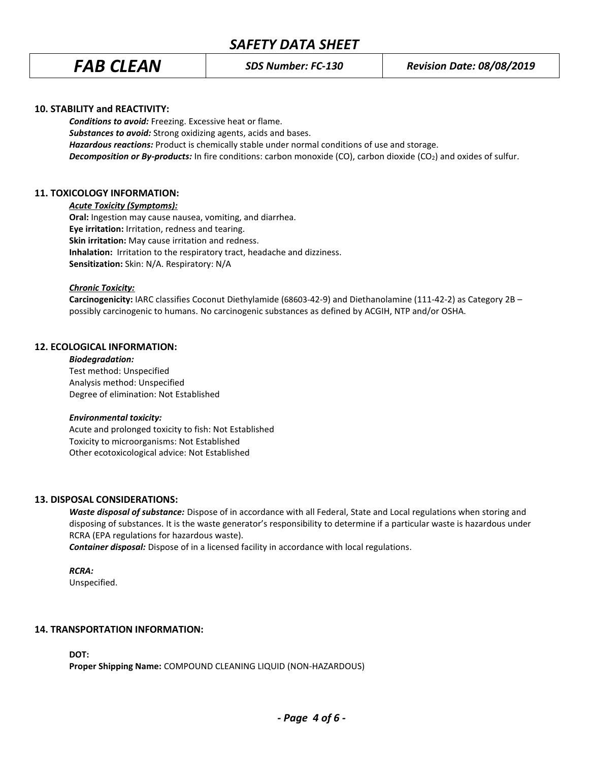## 10. STABILITY and REACTIVITY:

***Conditions to avoid:*** Freezing. Excessive heat or flame.
***Substances to avoid:*** Strong oxidizing agents, acids and bases.
***Hazardous reactions:*** Product is chemically stable under normal conditions of use and storage.
***Decomposition or By-products:*** In fire conditions: carbon monoxide (CO), carbon dioxide ($CO_2$) and oxides of sulfur.

## 11. TOXICOLOGY INFORMATION:

***Acute Toxicity (Symptoms):***

**Oral:** Ingestion may cause nausea, vomiting, and diarrhea.
**Eye irritation:** Irritation, redness and tearing.
**Skin irritation:** May cause irritation and redness.
**Inhalation:** Irritation to the respiratory tract, headache and dizziness.
**Sensitization:** Skin: N/A. Respiratory: N/A

***Chronic Toxicity:***

**Carcinogenicity:** IARC classifies Coconut Diethylamide (68603-42-9) and Diethanolamine (111-42-2) as Category 2B – possibly carcinogenic to humans. No carcinogenic substances as defined by ACGIH, NTP and/or OSHA.

## 12. ECOLOGICAL INFORMATION:

***Biodegradation:***
Test method: Unspecified
Analysis method: Unspecified
Degree of elimination: Not Established

***Environmental toxicity:***
Acute and prolonged toxicity to fish: Not Established
Toxicity to microorganisms: Not Established
Other ecotoxicological advice: Not Established

## 13. DISPOSAL CONSIDERATIONS:

***Waste disposal of substance:*** Dispose of in accordance with all Federal, State and Local regulations when storing and disposing of substances. It is the waste generator's responsibility to determine if a particular waste is hazardous under RCRA (EPA regulations for hazardous waste).
***Container disposal:*** Dispose of in a licensed facility in accordance with local regulations.

***RCRA:***
Unspecified.

## 14. TRANSPORTATION INFORMATION:

**DOT:**
**Proper Shipping Name:** COMPOUND CLEANING LIQUID (NON-HAZARDOUS)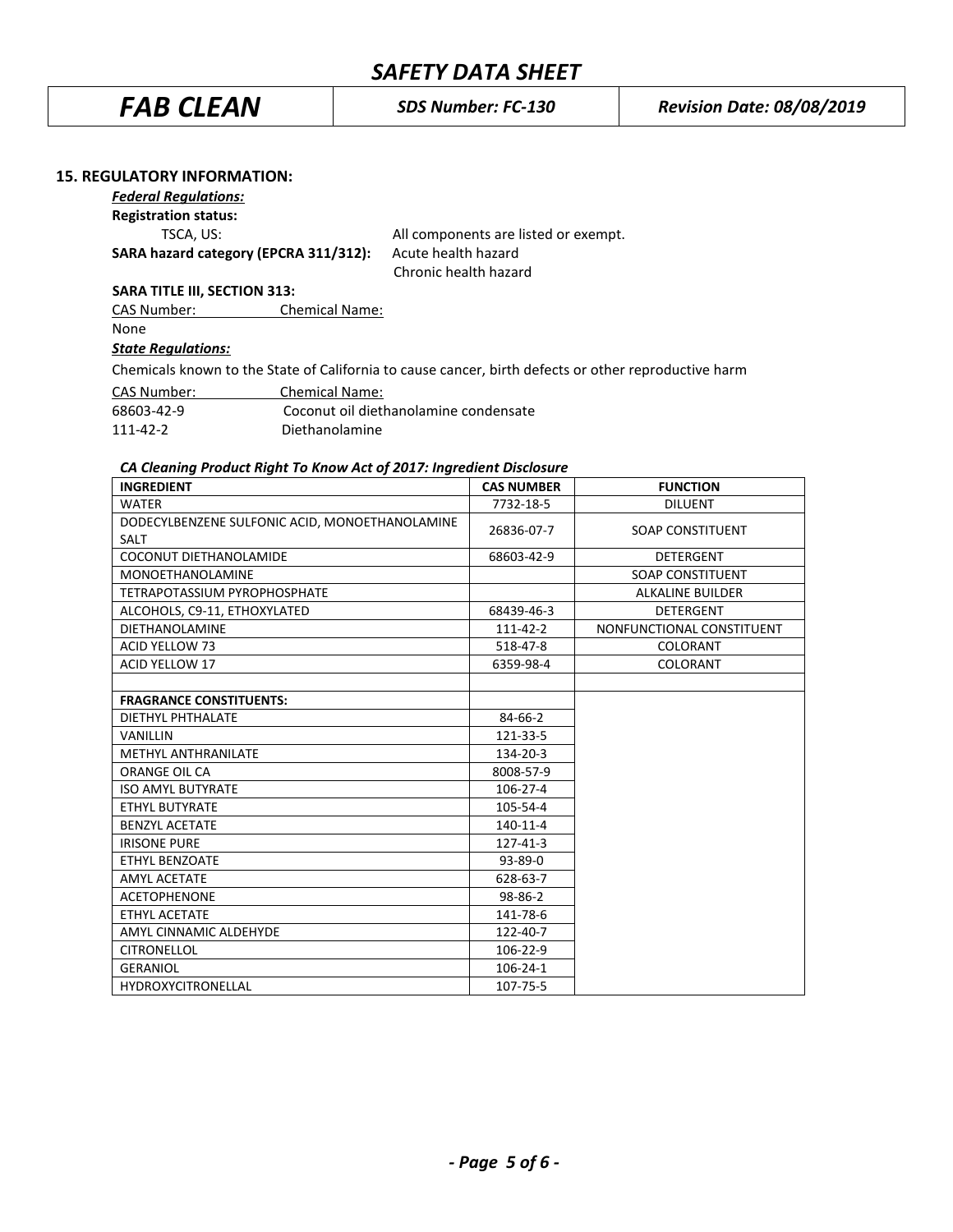## 15. REGULATORY INFORMATION:

***Federal Regulations:***

**Registration status:**

TSCA, US: All components are listed or exempt.

**SARA hazard category (EPCRA 311/312):** Acute health hazard
Chronic health hazard

**SARA TITLE III, SECTION 313:**

| CAS Number: | Chemical Name: |
|---|---|
| None | |

***State Regulations:***

Chemicals known to the State of California to cause cancer, birth defects or other reproductive harm

| CAS Number: | Chemical Name: |
|---|---|
| 68603-42-9 | Coconut oil diethanolamine condensate |
| 111-42-2 | Diethanolamine |

***CA Cleaning Product Right To Know Act of 2017: Ingredient Disclosure***

| INGREDIENT | CAS NUMBER | FUNCTION |
|---|---|---|
| WATER | 7732-18-5 | DILUENT |
| DODECYLBENZENE SULFONIC ACID, MONOETHANOLAMINE SALT | 26836-07-7 | SOAP CONSTITUENT |
| COCONUT DIETHANOLAMIDE | 68603-42-9 | DETERGENT |
| MONOETHANOLAMINE | | SOAP CONSTITUENT |
| TETRAPOTASSIUM PYROPHOSPHATE | | ALKALINE BUILDER |
| ALCOHOLS, C9-11, ETHOXYLATED | 68439-46-3 | DETERGENT |
| DIETHANOLAMINE | 111-42-2 | NONFUNCTIONAL CONSTITUENT |
| ACID YELLOW 73 | 518-47-8 | COLORANT |
| ACID YELLOW 17 | 6359-98-4 | COLORANT |
| | | |
| **FRAGRANCE CONSTITUENTS:** | | |
| DIETHYL PHTHALATE | 84-66-2 | |
| VANILLIN | 121-33-5 | |
| METHYL ANTHRANILATE | 134-20-3 | |
| ORANGE OIL CA | 8008-57-9 | |
| ISO AMYL BUTYRATE | 106-27-4 | |
| ETHYL BUTYRATE | 105-54-4 | |
| BENZYL ACETATE | 140-11-4 | |
| IRISONE PURE | 127-41-3 | |
| ETHYL BENZOATE | 93-89-0 | |
| AMYL ACETATE | 628-63-7 | |
| ACETOPHENONE | 98-86-2 | |
| ETHYL ACETATE | 141-78-6 | |
| AMYL CINNAMIC ALDEHYDE | 122-40-7 | |
| CITRONELLOL | 106-22-9 | |
| GERANIOL | 106-24-1 | |
| HYDROXYCITRONELLAL | 107-75-5 | |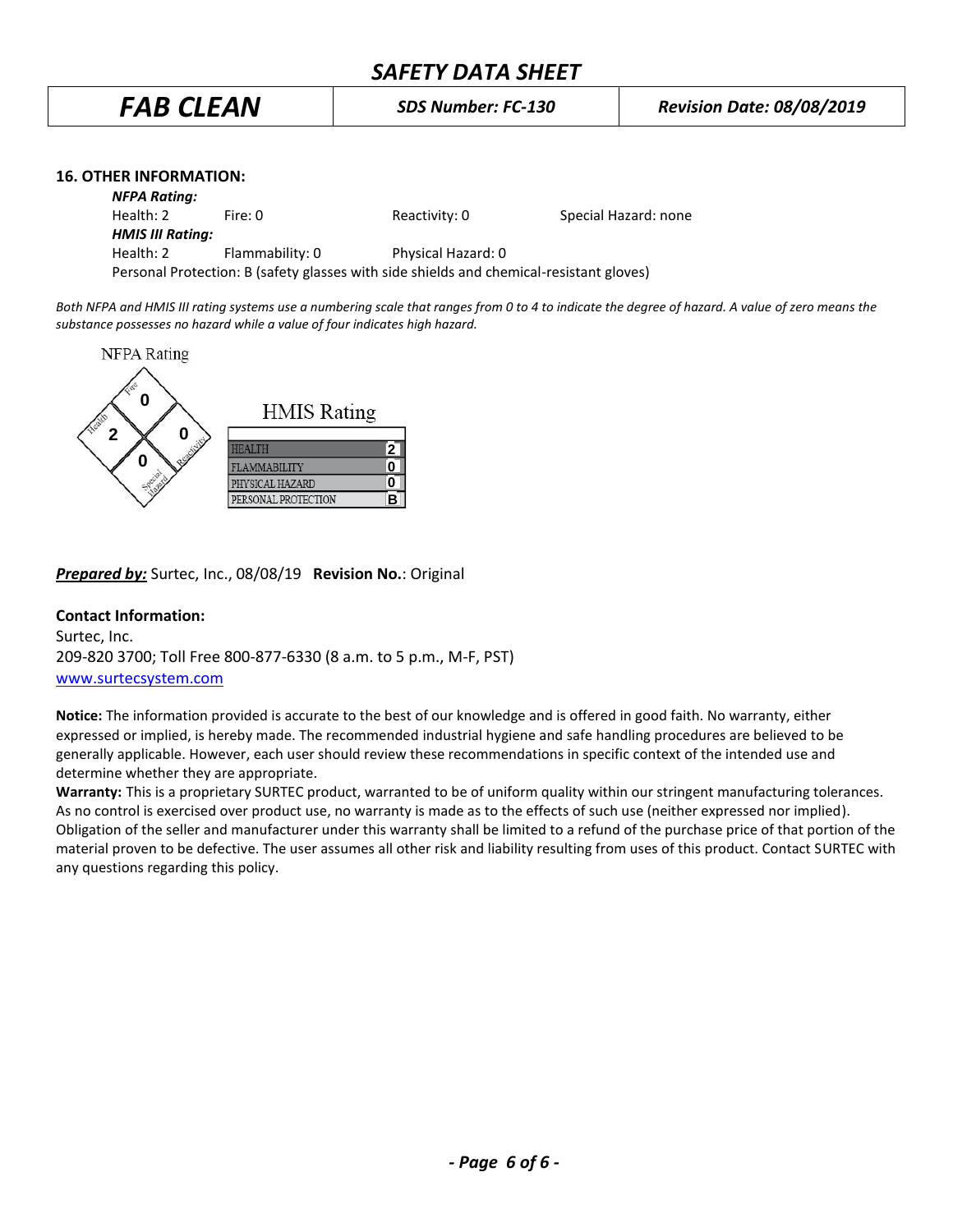## 16. OTHER INFORMATION:

***NFPA Rating:***

Health: 2 Fire: 0 Reactivity: 0 Special Hazard: none

***HMIS III Rating:***

Health: 2 Flammability: 0 Physical Hazard: 0

Personal Protection: B (safety glasses with side shields and chemical-resistant gloves)

*Both NFPA and HMIS III rating systems use a numbering scale that ranges from 0 to 4 to indicate the degree of hazard. A value of zero means the substance possesses no hazard while a value of four indicates high hazard.*

NFPA Rating

Fire 0
Health 2
Reactivity 0
Special Hazard 0

HMIS Rating

| | |
|---|---|
| HEALTH | 2 |
| FLAMMABILITY | 0 |
| PHYSICAL HAZARD | 0 |
| PERSONAL PROTECTION | B |

***Prepared by:*** Surtec, Inc., 08/08/19 **Revision No.**: Original

**Contact Information:**

Surtec, Inc.
209-820 3700; Toll Free 800-877-6330 (8 a.m. to 5 p.m., M-F, PST)
www.surtecsystem.com

**Notice:** The information provided is accurate to the best of our knowledge and is offered in good faith. No warranty, either expressed or implied, is hereby made. The recommended industrial hygiene and safe handling procedures are believed to be generally applicable. However, each user should review these recommendations in specific context of the intended use and determine whether they are appropriate.

**Warranty:** This is a proprietary SURTEC product, warranted to be of uniform quality within our stringent manufacturing tolerances. As no control is exercised over product use, no warranty is made as to the effects of such use (neither expressed nor implied). Obligation of the seller and manufacturer under this warranty shall be limited to a refund of the purchase price of that portion of the material proven to be defective. The user assumes all other risk and liability resulting from uses of this product. Contact SURTEC with any questions regarding this policy.